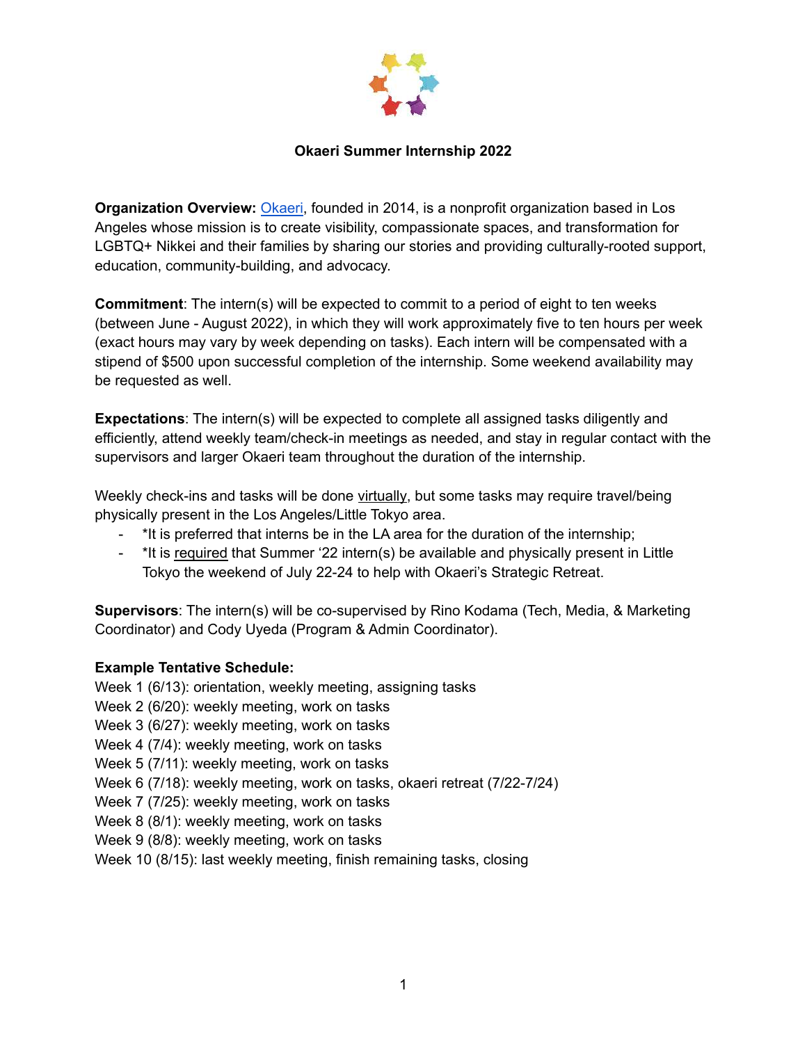# Okaeri Summer Internship 2022

**Organization Overview:** Okaeri, founded in 2014, is a nonprofit organization based in Los Angeles whose mission is to create visibility, compassionate spaces, and transformation for LGBTQ+ Nikkei and their families by sharing our stories and providing culturally-rooted support, education, community-building, and advocacy.

**Commitment**: The intern(s) will be expected to commit to a period of eight to ten weeks (between June - August 2022), in which they will work approximately five to ten hours per week (exact hours may vary by week depending on tasks). Each intern will be compensated with a stipend of $500 upon successful completion of the internship. Some weekend availability may be requested as well.

**Expectations**: The intern(s) will be expected to complete all assigned tasks diligently and efficiently, attend weekly team/check-in meetings as needed, and stay in regular contact with the supervisors and larger Okaeri team throughout the duration of the internship.

Weekly check-ins and tasks will be done virtually, but some tasks may require travel/being physically present in the Los Angeles/Little Tokyo area.

- *It is preferred that interns be in the LA area for the duration of the internship;
- *It is required that Summer '22 intern(s) be available and physically present in Little Tokyo the weekend of July 22-24 to help with Okaeri's Strategic Retreat.

**Supervisors**: The intern(s) will be co-supervised by Rino Kodama (Tech, Media, & Marketing Coordinator) and Cody Uyeda (Program & Admin Coordinator).

**Example Tentative Schedule:**
Week 1 (6/13): orientation, weekly meeting, assigning tasks
Week 2 (6/20): weekly meeting, work on tasks
Week 3 (6/27): weekly meeting, work on tasks
Week 4 (7/4): weekly meeting, work on tasks
Week 5 (7/11): weekly meeting, work on tasks
Week 6 (7/18): weekly meeting, work on tasks, okaeri retreat (7/22-7/24)
Week 7 (7/25): weekly meeting, work on tasks
Week 8 (8/1): weekly meeting, work on tasks
Week 9 (8/8): weekly meeting, work on tasks
Week 10 (8/15): last weekly meeting, finish remaining tasks, closing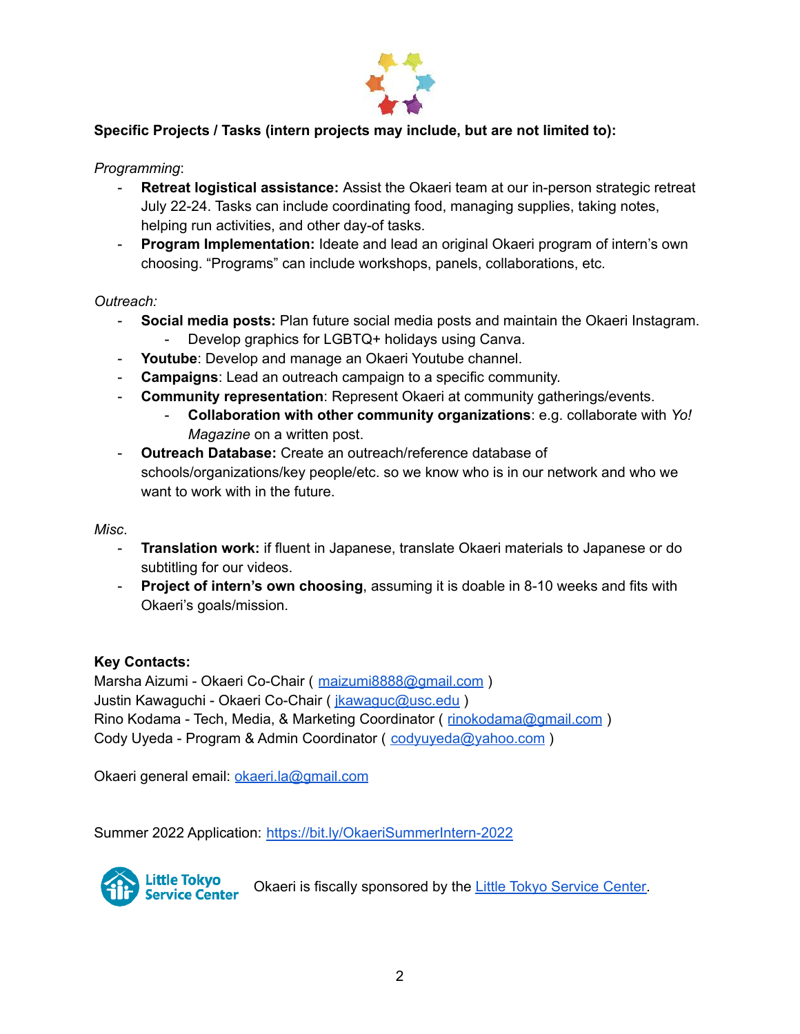**Specific Projects / Tasks (intern projects may include, but are not limited to):**

*Programming*:

- **Retreat logistical assistance:** Assist the Okaeri team at our in-person strategic retreat July 22-24. Tasks can include coordinating food, managing supplies, taking notes, helping run activities, and other day-of tasks.
- **Program Implementation:** Ideate and lead an original Okaeri program of intern's own choosing. "Programs" can include workshops, panels, collaborations, etc.

*Outreach:*

- **Social media posts:** Plan future social media posts and maintain the Okaeri Instagram.
    - Develop graphics for LGBTQ+ holidays using Canva.
- **Youtube**: Develop and manage an Okaeri Youtube channel.
- **Campaigns**: Lead an outreach campaign to a specific community.
- **Community representation**: Represent Okaeri at community gatherings/events.
    - **Collaboration with other community organizations**: e.g. collaborate with *Yo! Magazine* on a written post.
- **Outreach Database:** Create an outreach/reference database of schools/organizations/key people/etc. so we know who is in our network and who we want to work with in the future.

*Misc*.

- **Translation work:** if fluent in Japanese, translate Okaeri materials to Japanese or do subtitling for our videos.
- **Project of intern's own choosing**, assuming it is doable in 8-10 weeks and fits with Okaeri's goals/mission.

**Key Contacts:**

Marsha Aizumi - Okaeri Co-Chair ( maizumi8888@gmail.com )
Justin Kawaguchi - Okaeri Co-Chair ( jkawaguc@usc.edu )
Rino Kodama - Tech, Media, & Marketing Coordinator ( rinokodama@gmail.com )
Cody Uyeda - Program & Admin Coordinator ( codyuyeda@yahoo.com )

Okaeri general email: okaeri.la@gmail.com

Summer 2022 Application: https://bit.ly/OkaeriSummerIntern-2022

Little Tokyo Service Center

Okaeri is fiscally sponsored by the Little Tokyo Service Center.